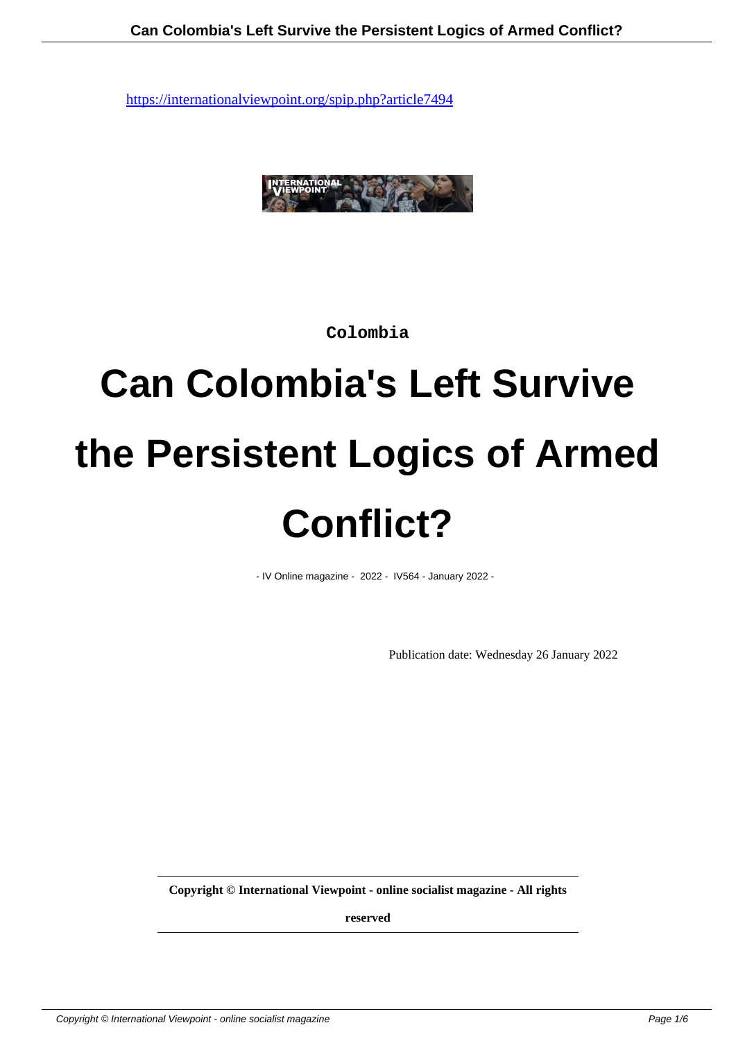https://internationalviewpoint.org/spip.php?article7494

Colombia

# Can Colombia's Left Survive the Persistent Logics of Armed Conflict?

- IV Online magazine - 2022 - IV564 - January 2022 -

Publication date: Wednesday 26 January 2022

**Copyright © International Viewpoint - online socialist magazine - All rights reserved**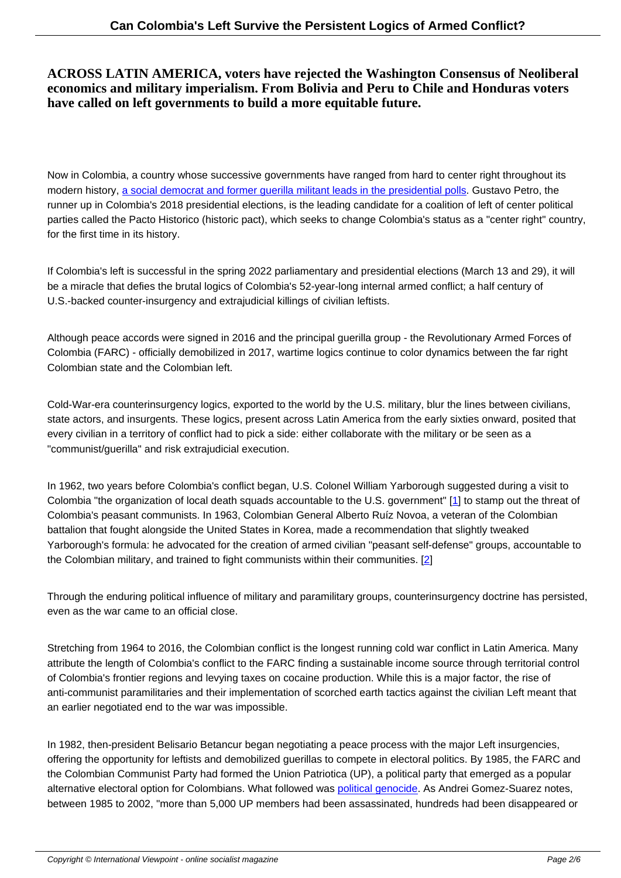**ACROSS LATIN AMERICA, voters have rejected the Washington Consensus of Neoliberal economics and military imperialism. From Bolivia and Peru to Chile and Honduras voters have called on left governments to build a more equitable future.**

Now in Colombia, a country whose successive governments have ranged from hard to center right throughout its modern history, a social democrat and former guerilla militant leads in the presidential polls. Gustavo Petro, the runner up in Colombia's 2018 presidential elections, is the leading candidate for a coalition of left of center political parties called the Pacto Historico (historic pact), which seeks to change Colombia's status as a "center right" country, for the first time in its history.

If Colombia's left is successful in the spring 2022 parliamentary and presidential elections (March 13 and 29), it will be a miracle that defies the brutal logics of Colombia's 52-year-long internal armed conflict; a half century of U.S.-backed counter-insurgency and extrajudicial killings of civilian leftists.

Although peace accords were signed in 2016 and the principal guerilla group - the Revolutionary Armed Forces of Colombia (FARC) - officially demobilized in 2017, wartime logics continue to color dynamics between the far right Colombian state and the Colombian left.

Cold-War-era counterinsurgency logics, exported to the world by the U.S. military, blur the lines between civilians, state actors, and insurgents. These logics, present across Latin America from the early sixties onward, posited that every civilian in a territory of conflict had to pick a side: either collaborate with the military or be seen as a "communist/guerilla" and risk extrajudicial execution.

In 1962, two years before Colombia's conflict began, U.S. Colonel William Yarborough suggested during a visit to Colombia "the organization of local death squads accountable to the U.S. government" [1] to stamp out the threat of Colombia's peasant communists. In 1963, Colombian General Alberto Ruíz Novoa, a veteran of the Colombian battalion that fought alongside the United States in Korea, made a recommendation that slightly tweaked Yarborough's formula: he advocated for the creation of armed civilian "peasant self-defense" groups, accountable to the Colombian military, and trained to fight communists within their communities. [2]

Through the enduring political influence of military and paramilitary groups, counterinsurgency doctrine has persisted, even as the war came to an official close.

Stretching from 1964 to 2016, the Colombian conflict is the longest running cold war conflict in Latin America. Many attribute the length of Colombia's conflict to the FARC finding a sustainable income source through territorial control of Colombia's frontier regions and levying taxes on cocaine production. While this is a major factor, the rise of anti-communist paramilitaries and their implementation of scorched earth tactics against the civilian Left meant that an earlier negotiated end to the war was impossible.

In 1982, then-president Belisario Betancur began negotiating a peace process with the major Left insurgencies, offering the opportunity for leftists and demobilized guerillas to compete in electoral politics. By 1985, the FARC and the Colombian Communist Party had formed the Union Patriotica (UP), a political party that emerged as a popular alternative electoral option for Colombians. What followed was political genocide. As Andrei Gomez-Suarez notes, between 1985 to 2002, "more than 5,000 UP members had been assassinated, hundreds had been disappeared or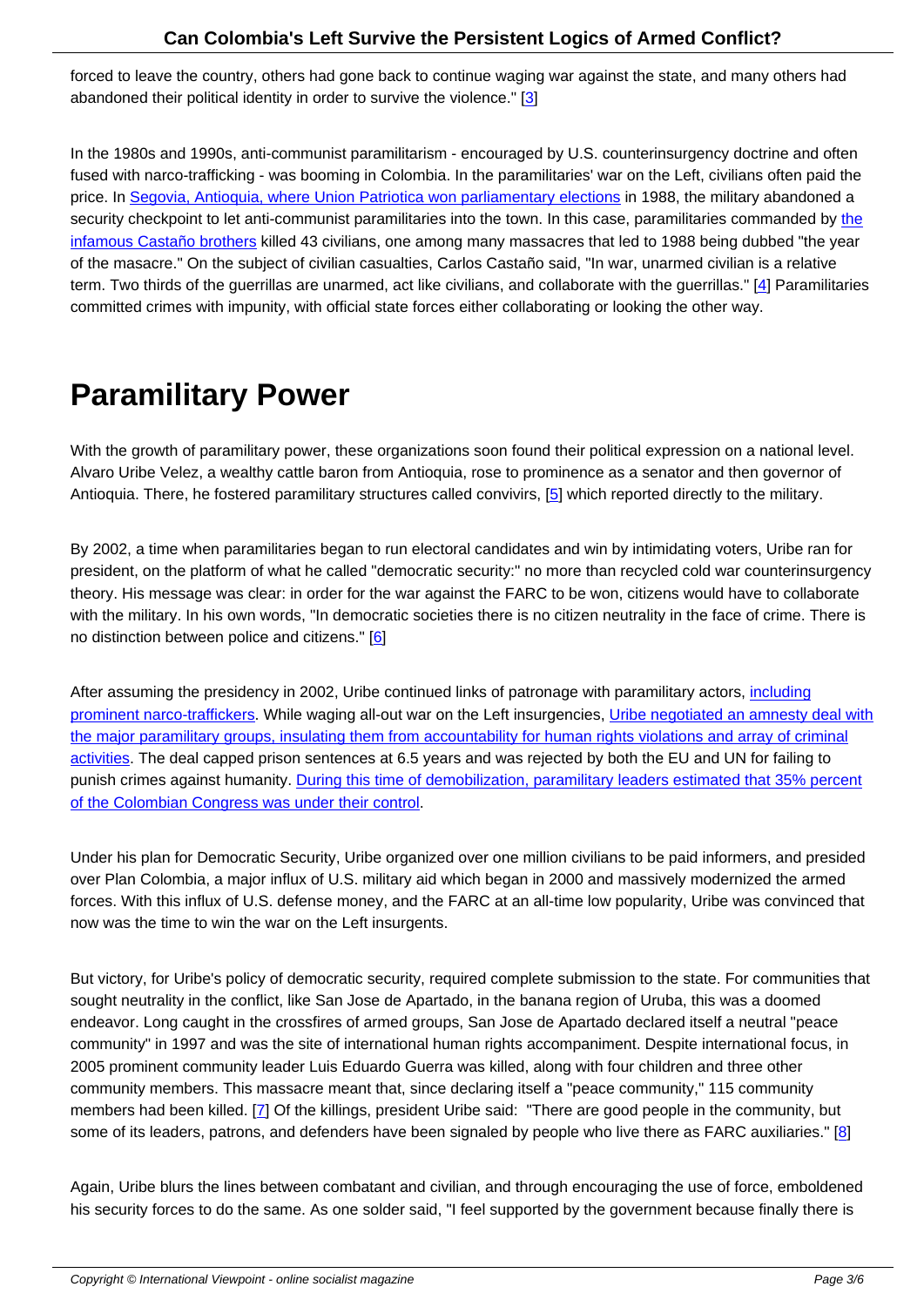forced to leave the country, others had gone back to continue waging war against the state, and many others had abandoned their political identity in order to survive the violence." [3]

In the 1980s and 1990s, anti-communist paramilitarism - encouraged by U.S. counterinsurgency doctrine and often fused with narco-trafficking - was booming in Colombia. In the paramilitaries' war on the Left, civilians often paid the price. In Segovia, Antioquia, where Union Patriotica won parliamentary elections in 1988, the military abandoned a security checkpoint to let anti-communist paramilitaries into the town. In this case, paramilitaries commanded by the infamous Castaño brothers killed 43 civilians, one among many massacres that led to 1988 being dubbed "the year of the masacre." On the subject of civilian casualties, Carlos Castaño said, "In war, unarmed civilian is a relative term. Two thirds of the guerrillas are unarmed, act like civilians, and collaborate with the guerrillas." [4] Paramilitaries committed crimes with impunity, with official state forces either collaborating or looking the other way.

# Paramilitary Power

With the growth of paramilitary power, these organizations soon found their political expression on a national level. Alvaro Uribe Velez, a wealthy cattle baron from Antioquia, rose to prominence as a senator and then governor of Antioquia. There, he fostered paramilitary structures called convivirs, [5] which reported directly to the military.

By 2002, a time when paramilitaries began to run electoral candidates and win by intimidating voters, Uribe ran for president, on the platform of what he called "democratic security:" no more than recycled cold war counterinsurgency theory. His message was clear: in order for the war against the FARC to be won, citizens would have to collaborate with the military. In his own words, "In democratic societies there is no citizen neutrality in the face of crime. There is no distinction between police and citizens." [6]

After assuming the presidency in 2002, Uribe continued links of patronage with paramilitary actors, including prominent narco-traffickers. While waging all-out war on the Left insurgencies, Uribe negotiated an amnesty deal with the major paramilitary groups, insulating them from accountability for human rights violations and array of criminal activities. The deal capped prison sentences at 6.5 years and was rejected by both the EU and UN for failing to punish crimes against humanity. During this time of demobilization, paramilitary leaders estimated that 35% percent of the Colombian Congress was under their control.

Under his plan for Democratic Security, Uribe organized over one million civilians to be paid informers, and presided over Plan Colombia, a major influx of U.S. military aid which began in 2000 and massively modernized the armed forces. With this influx of U.S. defense money, and the FARC at an all-time low popularity, Uribe was convinced that now was the time to win the war on the Left insurgents.

But victory, for Uribe's policy of democratic security, required complete submission to the state. For communities that sought neutrality in the conflict, like San Jose de Apartado, in the banana region of Uruba, this was a doomed endeavor. Long caught in the crossfires of armed groups, San Jose de Apartado declared itself a neutral "peace community" in 1997 and was the site of international human rights accompaniment. Despite international focus, in 2005 prominent community leader Luis Eduardo Guerra was killed, along with four children and three other community members. This massacre meant that, since declaring itself a "peace community," 115 community members had been killed. [7] Of the killings, president Uribe said: "There are good people in the community, but some of its leaders, patrons, and defenders have been signaled by people who live there as FARC auxiliaries." [8]

Again, Uribe blurs the lines between combatant and civilian, and through encouraging the use of force, emboldened his security forces to do the same. As one solder said, "I feel supported by the government because finally there is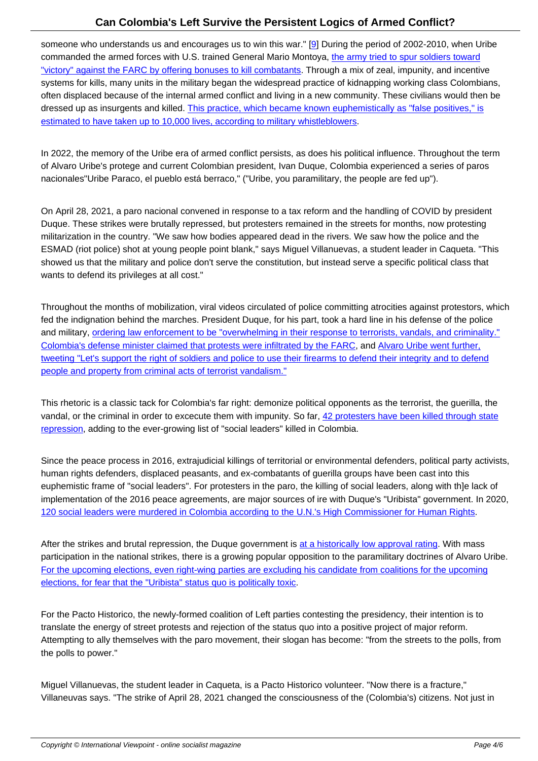someone who understands us and encourages us to win this war." [9] During the period of 2002-2010, when Uribe commanded the armed forces with U.S. trained General Mario Montoya, the army tried to spur soldiers toward "victory" against the FARC by offering bonuses to kill combatants. Through a mix of zeal, impunity, and incentive systems for kills, many units in the military began the widespread practice of kidnapping working class Colombians, often displaced because of the internal armed conflict and living in a new community. These civilians would then be dressed up as insurgents and killed. This practice, which became known euphemistically as "false positives," is estimated to have taken up to 10,000 lives, according to military whistleblowers.

In 2022, the memory of the Uribe era of armed conflict persists, as does his political influence. Throughout the term of Alvaro Uribe's protege and current Colombian president, Ivan Duque, Colombia experienced a series of paros nacionales"Uribe Paraco, el pueblo está berraco," ("Uribe, you paramilitary, the people are fed up").

On April 28, 2021, a paro nacional convened in response to a tax reform and the handling of COVID by president Duque. These strikes were brutally repressed, but protesters remained in the streets for months, now protesting militarization in the country. "We saw how bodies appeared dead in the rivers. We saw how the police and the ESMAD (riot police) shot at young people point blank," says Miguel Villanuevas, a student leader in Caqueta. "This showed us that the military and police don't serve the constitution, but instead serve a specific political class that wants to defend its privileges at all cost."

Throughout the months of mobilization, viral videos circulated of police committing atrocities against protestors, which fed the indignation behind the marches. President Duque, for his part, took a hard line in his defense of the police and military, ordering law enforcement to be "overwhelming in their response to terrorists, vandals, and criminality." Colombia's defense minister claimed that protests were infiltrated by the FARC, and Alvaro Uribe went further, tweeting "Let's support the right of soldiers and police to use their firearms to defend their integrity and to defend people and property from criminal acts of terrorist vandalism."

This rhetoric is a classic tack for Colombia's far right: demonize political opponents as the terrorist, the guerilla, the vandal, or the criminal in order to excecute them with impunity. So far, 42 protesters have been killed through state repression, adding to the ever-growing list of "social leaders" killed in Colombia.

Since the peace process in 2016, extrajudicial killings of territorial or environmental defenders, political party activists, human rights defenders, displaced peasants, and ex-combatants of guerilla groups have been cast into this euphemistic frame of "social leaders". For protesters in the paro, the killing of social leaders, along with th]e lack of implementation of the 2016 peace agreements, are major sources of ire with Duque's "Uribista" government. In 2020, 120 social leaders were murdered in Colombia according to the U.N.'s High Commissioner for Human Rights.

After the strikes and brutal repression, the Duque government is at a historically low approval rating. With mass participation in the national strikes, there is a growing popular opposition to the paramilitary doctrines of Alvaro Uribe. For the upcoming elections, even right-wing parties are excluding his candidate from coalitions for the upcoming elections, for fear that the "Uribista" status quo is politically toxic.

For the Pacto Historico, the newly-formed coalition of Left parties contesting the presidency, their intention is to translate the energy of street protests and rejection of the status quo into a positive project of major reform. Attempting to ally themselves with the paro movement, their slogan has become: "from the streets to the polls, from the polls to power."

Miguel Villanuevas, the student leader in Caqueta, is a Pacto Historico volunteer. "Now there is a fracture," Villaneuvas says. "The strike of April 28, 2021 changed the consciousness of the (Colombia's) citizens. Not just in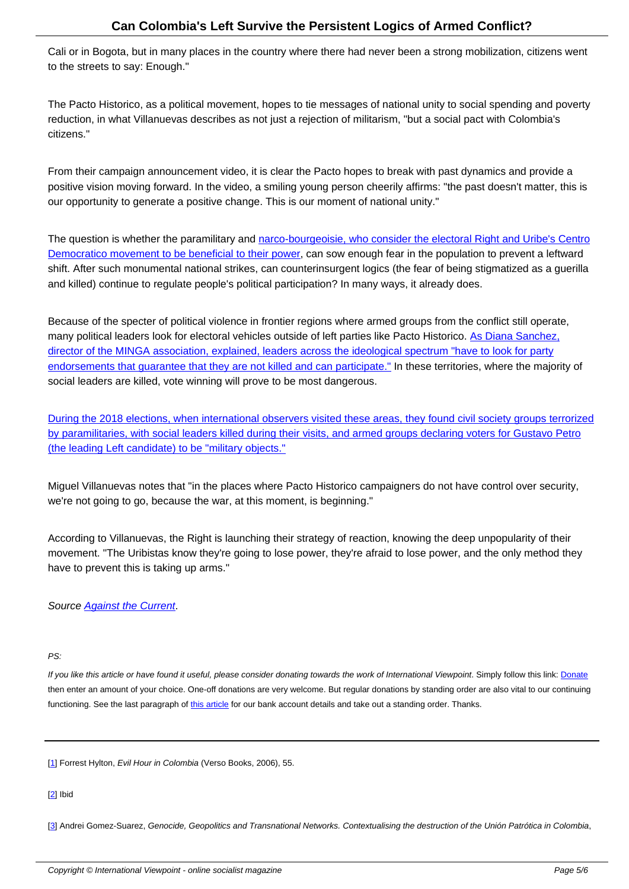Cali or in Bogota, but in many places in the country where there had never been a strong mobilization, citizens went to the streets to say: Enough."

The Pacto Historico, as a political movement, hopes to tie messages of national unity to social spending and poverty reduction, in what Villanuevas describes as not just a rejection of militarism, "but a social pact with Colombia's citizens."

From their campaign announcement video, it is clear the Pacto hopes to break with past dynamics and provide a positive vision moving forward. In the video, a smiling young person cheerily affirms: "the past doesn't matter, this is our opportunity to generate a positive change. This is our moment of national unity."

The question is whether the paramilitary and narco-bourgeoisie, who consider the electoral Right and Uribe's Centro Democratico movement to be beneficial to their power, can sow enough fear in the population to prevent a leftward shift. After such monumental national strikes, can counterinsurgent logics (the fear of being stigmatized as a guerilla and killed) continue to regulate people's political participation? In many ways, it already does.

Because of the specter of political violence in frontier regions where armed groups from the conflict still operate, many political leaders look for electoral vehicles outside of left parties like Pacto Historico. As Diana Sanchez, director of the MINGA association, explained, leaders across the ideological spectrum "have to look for party endorsements that guarantee that they are not killed and can participate." In these territories, where the majority of social leaders are killed, vote winning will prove to be most dangerous.

During the 2018 elections, when international observers visited these areas, they found civil society groups terrorized by paramilitaries, with social leaders killed during their visits, and armed groups declaring voters for Gustavo Petro (the leading Left candidate) to be "military objects."

Miguel Villanuevas notes that "in the places where Pacto Historico campaigners do not have control over security, we're not going to go, because the war, at this moment, is beginning."

According to Villanuevas, the Right is launching their strategy of reaction, knowing the deep unpopularity of their movement. "The Uribistas know they're going to lose power, they're afraid to lose power, and the only method they have to prevent this is taking up arms."

*Source Against the Current.*

*PS:*

*If you like this article or have found it useful, please consider donating towards the work of International Viewpoint. Simply follow this link: Donate then enter an amount of your choice. One-off donations are very welcome. But regular donations by standing order are also vital to our continuing functioning. See the last paragraph of this article for our bank account details and take out a standing order. Thanks.*

---

[1] Forrest Hylton, *Evil Hour in Colombia* (Verso Books, 2006), 55.

[2] Ibid

[3] Andrei Gomez-Suarez, *Genocide, Geopolitics and Transnational Networks. Contextualising the destruction of the Unión Patriótica in Colombia*,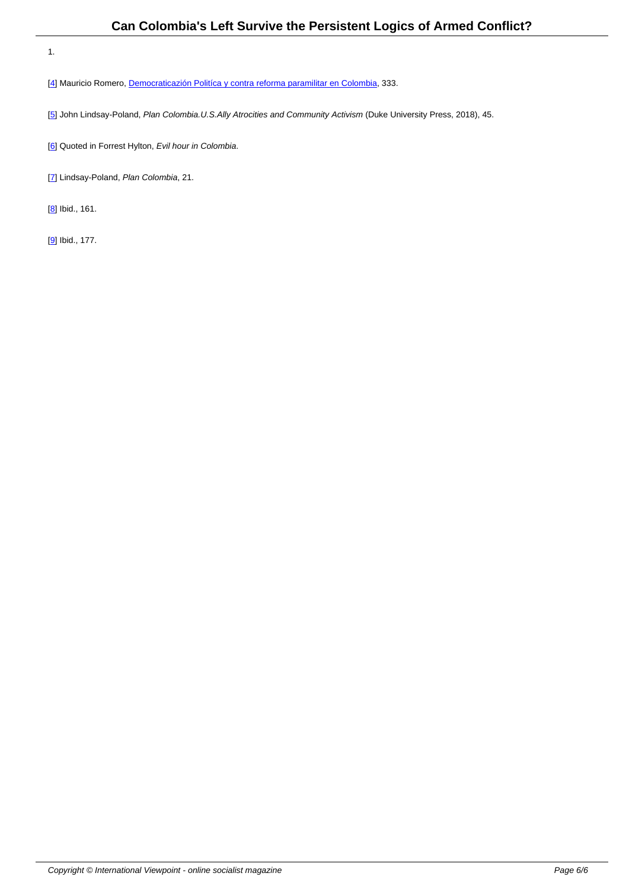1.

[4] Mauricio Romero, Democraticazión Politíca y contra reforma paramilitar en Colombia, 333.

[5] John Lindsay-Poland, *Plan Colombia.U.S.Ally Atrocities and Community Activism* (Duke University Press, 2018), 45.

[6] Quoted in Forrest Hylton, *Evil hour in Colombia*.

[7] Lindsay-Poland, *Plan Colombia*, 21.

[8] Ibid., 161.

[9] Ibid., 177.